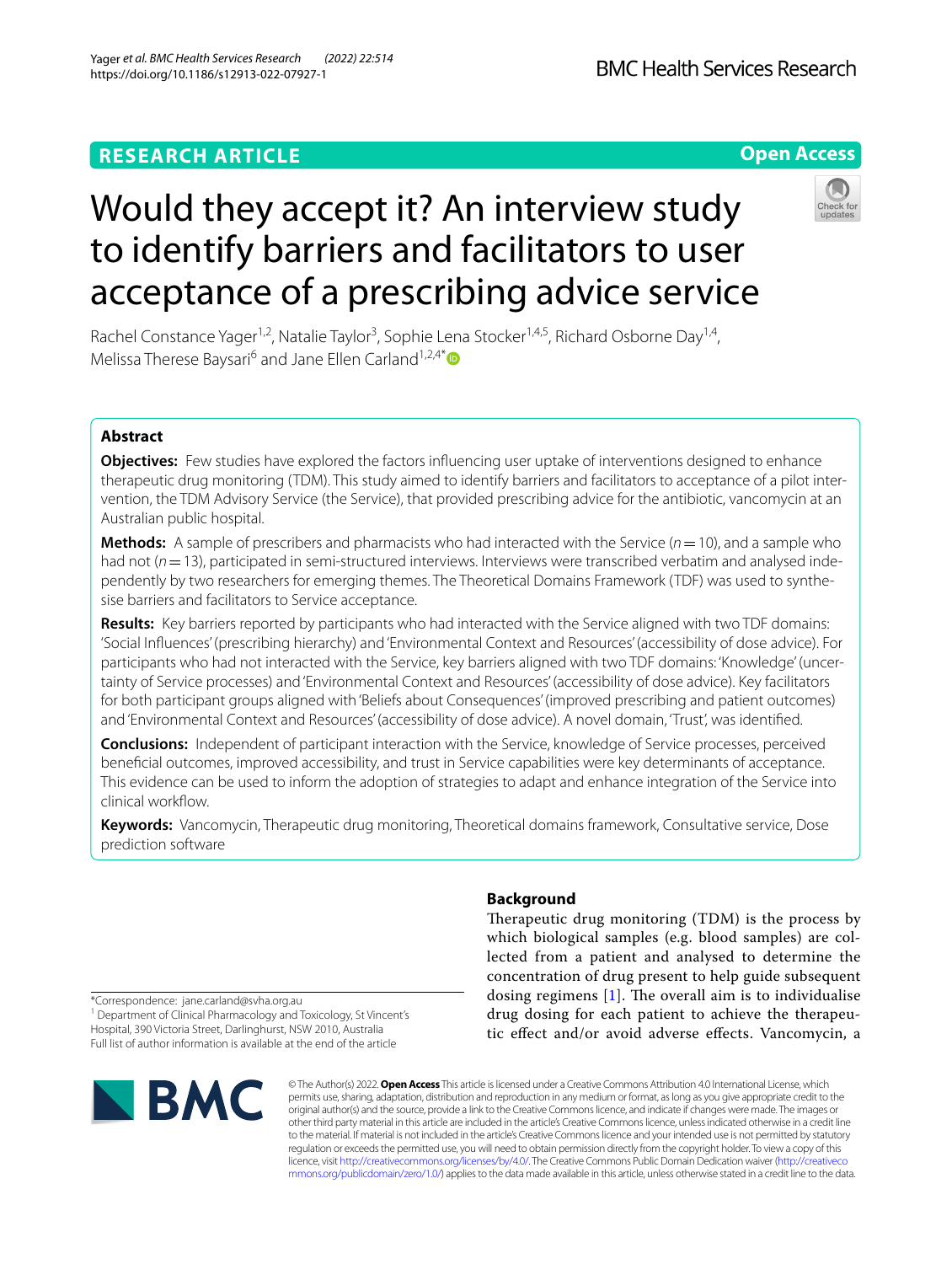RESEARCH ARTICLE

Open Access

# Would they accept it? An interview study to identify barriers and facilitators to user acceptance of a prescribing advice service

Rachel Constance Yager[1,2], Natalie Taylor[3], Sophie Lena Stocker[1,4,5], Richard Osborne Day[1,4], Melissa Therese Baysari[6] and Jane Ellen Carland[1,2,4*]

## Abstract

**Objectives:** Few studies have explored the factors influencing user uptake of interventions designed to enhance therapeutic drug monitoring (TDM). This study aimed to identify barriers and facilitators to acceptance of a pilot intervention, the TDM Advisory Service (the Service), that provided prescribing advice for the antibiotic, vancomycin at an Australian public hospital.

**Methods:** A sample of prescribers and pharmacists who had interacted with the Service ($n = 10$), and a sample who had not ($n = 13$), participated in semi-structured interviews. Interviews were transcribed verbatim and analysed independently by two researchers for emerging themes. The Theoretical Domains Framework (TDF) was used to synthesise barriers and facilitators to Service acceptance.

**Results:** Key barriers reported by participants who had interacted with the Service aligned with two TDF domains: 'Social Influences' (prescribing hierarchy) and 'Environmental Context and Resources' (accessibility of dose advice). For participants who had not interacted with the Service, key barriers aligned with two TDF domains: 'Knowledge' (uncertainty of Service processes) and 'Environmental Context and Resources' (accessibility of dose advice). Key facilitators for both participant groups aligned with 'Beliefs about Consequences' (improved prescribing and patient outcomes) and 'Environmental Context and Resources' (accessibility of dose advice). A novel domain, 'Trust', was identified.

**Conclusions:** Independent of participant interaction with the Service, knowledge of Service processes, perceived beneficial outcomes, improved accessibility, and trust in Service capabilities were key determinants of acceptance. This evidence can be used to inform the adoption of strategies to adapt and enhance integration of the Service into clinical workflow.

**Keywords:** Vancomycin, Therapeutic drug monitoring, Theoretical domains framework, Consultative service, Dose prediction software

## Background

Therapeutic drug monitoring (TDM) is the process by which biological samples (e.g. blood samples) are collected from a patient and analysed to determine the concentration of drug present to help guide subsequent dosing regimens [1]. The overall aim is to individualise drug dosing for each patient to achieve the therapeutic effect and/or avoid adverse effects. Vancomycin, a

*Correspondence: jane.carland@svha.org.au

[1] Department of Clinical Pharmacology and Toxicology, St Vincent's Hospital, 390 Victoria Street, Darlinghurst, NSW 2010, Australia

Full list of author information is available at the end of the article

© The Author(s) 2022. **Open Access** This article is licensed under a Creative Commons Attribution 4.0 International License, which permits use, sharing, adaptation, distribution and reproduction in any medium or format, as long as you give appropriate credit to the original author(s) and the source, provide a link to the Creative Commons licence, and indicate if changes were made. The images or other third party material in this article are included in the article's Creative Commons licence, unless indicated otherwise in a credit line to the material. If material is not included in the article's Creative Commons licence and your intended use is not permitted by statutory regulation or exceeds the permitted use, you will need to obtain permission directly from the copyright holder. To view a copy of this licence, visit http://creativecommons.org/licenses/by/4.0/. The Creative Commons Public Domain Dedication waiver (http://creativecommons.org/publicdomain/zero/1.0/) applies to the data made available in this article, unless otherwise stated in a credit line to the data.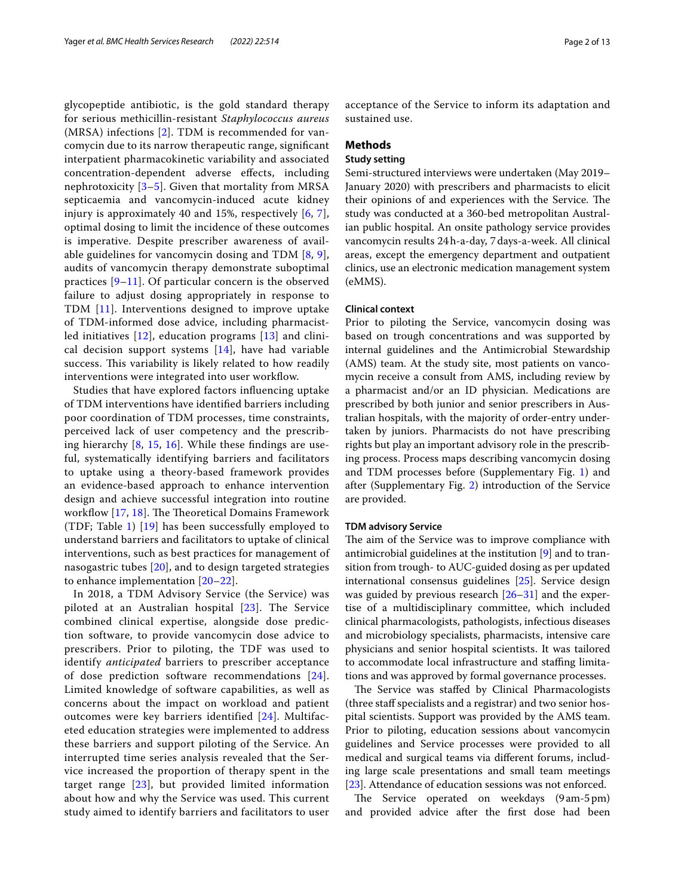glycopeptide antibiotic, is the gold standard therapy for serious methicillin-resistant *Staphylococcus aureus* (MRSA) infections [2]. TDM is recommended for vancomycin due to its narrow therapeutic range, significant interpatient pharmacokinetic variability and associated concentration-dependent adverse effects, including nephrotoxicity [3–5]. Given that mortality from MRSA septicaemia and vancomycin-induced acute kidney injury is approximately 40 and 15%, respectively [6, 7], optimal dosing to limit the incidence of these outcomes is imperative. Despite prescriber awareness of available guidelines for vancomycin dosing and TDM [8, 9], audits of vancomycin therapy demonstrate suboptimal practices [9–11]. Of particular concern is the observed failure to adjust dosing appropriately in response to TDM [11]. Interventions designed to improve uptake of TDM-informed dose advice, including pharmacist-led initiatives [12], education programs [13] and clinical decision support systems [14], have had variable success. This variability is likely related to how readily interventions were integrated into user workflow.

Studies that have explored factors influencing uptake of TDM interventions have identified barriers including poor coordination of TDM processes, time constraints, perceived lack of user competency and the prescribing hierarchy [8, 15, 16]. While these findings are useful, systematically identifying barriers and facilitators to uptake using a theory-based framework provides an evidence-based approach to enhance intervention design and achieve successful integration into routine workflow [17, 18]. The Theoretical Domains Framework (TDF; Table 1) [19] has been successfully employed to understand barriers and facilitators to uptake of clinical interventions, such as best practices for management of nasogastric tubes [20], and to design targeted strategies to enhance implementation [20–22].

In 2018, a TDM Advisory Service (the Service) was piloted at an Australian hospital [23]. The Service combined clinical expertise, alongside dose prediction software, to provide vancomycin dose advice to prescribers. Prior to piloting, the TDF was used to identify *anticipated* barriers to prescriber acceptance of dose prediction software recommendations [24]. Limited knowledge of software capabilities, as well as concerns about the impact on workload and patient outcomes were key barriers identified [24]. Multifaceted education strategies were implemented to address these barriers and support piloting of the Service. An interrupted time series analysis revealed that the Service increased the proportion of therapy spent in the target range [23], but provided limited information about how and why the Service was used. This current study aimed to identify barriers and facilitators to user acceptance of the Service to inform its adaptation and sustained use.

## Methods

### Study setting

Semi-structured interviews were undertaken (May 2019–January 2020) with prescribers and pharmacists to elicit their opinions of and experiences with the Service. The study was conducted at a 360-bed metropolitan Australian public hospital. An onsite pathology service provides vancomycin results 24 h-a-day, 7 days-a-week. All clinical areas, except the emergency department and outpatient clinics, use an electronic medication management system (eMMS).

#### Clinical context

Prior to piloting the Service, vancomycin dosing was based on trough concentrations and was supported by internal guidelines and the Antimicrobial Stewardship (AMS) team. At the study site, most patients on vancomycin receive a consult from AMS, including review by a pharmacist and/or an ID physician. Medications are prescribed by both junior and senior prescribers in Australian hospitals, with the majority of order-entry undertaken by juniors. Pharmacists do not have prescribing rights but play an important advisory role in the prescribing process. Process maps describing vancomycin dosing and TDM processes before (Supplementary Fig. 1) and after (Supplementary Fig. 2) introduction of the Service are provided.

#### TDM advisory Service

The aim of the Service was to improve compliance with antimicrobial guidelines at the institution [9] and to transition from trough- to AUC-guided dosing as per updated international consensus guidelines [25]. Service design was guided by previous research [26–31] and the expertise of a multidisciplinary committee, which included clinical pharmacologists, pathologists, infectious diseases and microbiology specialists, pharmacists, intensive care physicians and senior hospital scientists. It was tailored to accommodate local infrastructure and staffing limitations and was approved by formal governance processes.

The Service was staffed by Clinical Pharmacologists (three staff specialists and a registrar) and two senior hospital scientists. Support was provided by the AMS team. Prior to piloting, education sessions about vancomycin guidelines and Service processes were provided to all medical and surgical teams via different forums, including large scale presentations and small team meetings [23]. Attendance of education sessions was not enforced.

The Service operated on weekdays (9 am-5 pm) and provided advice after the first dose had been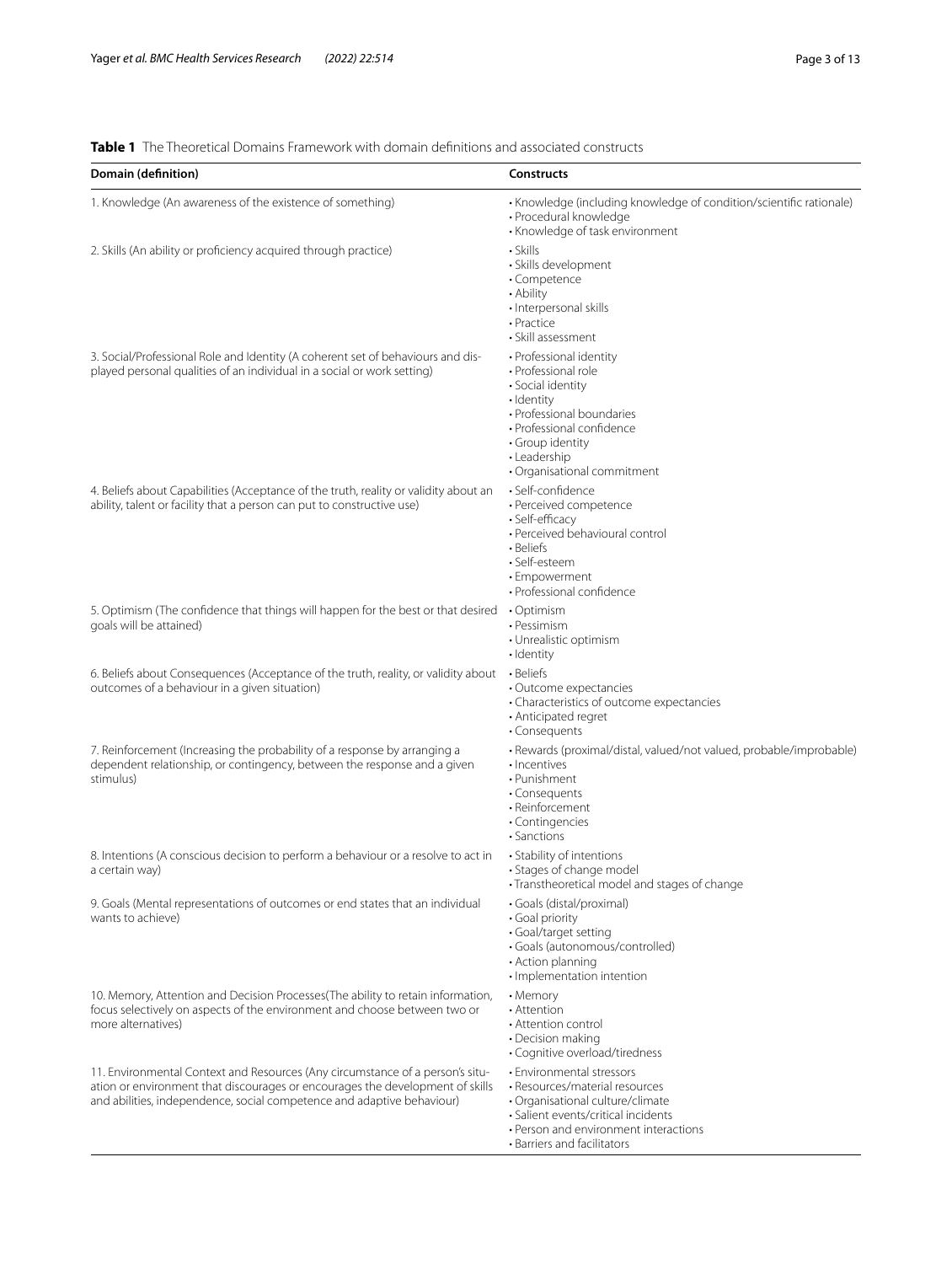**Table 1** The Theoretical Domains Framework with domain definitions and associated constructs

| Domain (definition) | Constructs |
| --- | --- |
| 1. Knowledge (An awareness of the existence of something) | • Knowledge (including knowledge of condition/scientific rationale)<br>• Procedural knowledge<br>• Knowledge of task environment |
| 2. Skills (An ability or proficiency acquired through practice) | • Skills<br>• Skills development<br>• Competence<br>• Ability<br>• Interpersonal skills<br>• Practice<br>• Skill assessment |
| 3. Social/Professional Role and Identity (A coherent set of behaviours and displayed personal qualities of an individual in a social or work setting) | • Professional identity<br>• Professional role<br>• Social identity<br>• Identity<br>• Professional boundaries<br>• Professional confidence<br>• Group identity<br>• Leadership<br>• Organisational commitment |
| 4. Beliefs about Capabilities (Acceptance of the truth, reality or validity about an ability, talent or facility that a person can put to constructive use) | • Self-confidence<br>• Perceived competence<br>• Self-efficacy<br>• Perceived behavioural control<br>• Beliefs<br>• Self-esteem<br>• Empowerment<br>• Professional confidence |
| 5. Optimism (The confidence that things will happen for the best or that desired goals will be attained) | • Optimism<br>• Pessimism<br>• Unrealistic optimism<br>• Identity |
| 6. Beliefs about Consequences (Acceptance of the truth, reality, or validity about outcomes of a behaviour in a given situation) | • Beliefs<br>• Outcome expectancies<br>• Characteristics of outcome expectancies<br>• Anticipated regret<br>• Consequents |
| 7. Reinforcement (Increasing the probability of a response by arranging a dependent relationship, or contingency, between the response and a given stimulus) | • Rewards (proximal/distal, valued/not valued, probable/improbable)<br>• Incentives<br>• Punishment<br>• Consequents<br>• Reinforcement<br>• Contingencies<br>• Sanctions |
| 8. Intentions (A conscious decision to perform a behaviour or a resolve to act in a certain way) | • Stability of intentions<br>• Stages of change model<br>• Transtheoretical model and stages of change |
| 9. Goals (Mental representations of outcomes or end states that an individual wants to achieve) | • Goals (distal/proximal)<br>• Goal priority<br>• Goal/target setting<br>• Goals (autonomous/controlled)<br>• Action planning<br>• Implementation intention |
| 10. Memory, Attention and Decision Processes(The ability to retain information, focus selectively on aspects of the environment and choose between two or more alternatives) | • Memory<br>• Attention<br>• Attention control<br>• Decision making<br>• Cognitive overload/tiredness |
| 11. Environmental Context and Resources (Any circumstance of a person's situation or environment that discourages or encourages the development of skills and abilities, independence, social competence and adaptive behaviour) | • Environmental stressors<br>• Resources/material resources<br>• Organisational culture/climate<br>• Salient events/critical incidents<br>• Person and environment interactions<br>• Barriers and facilitators |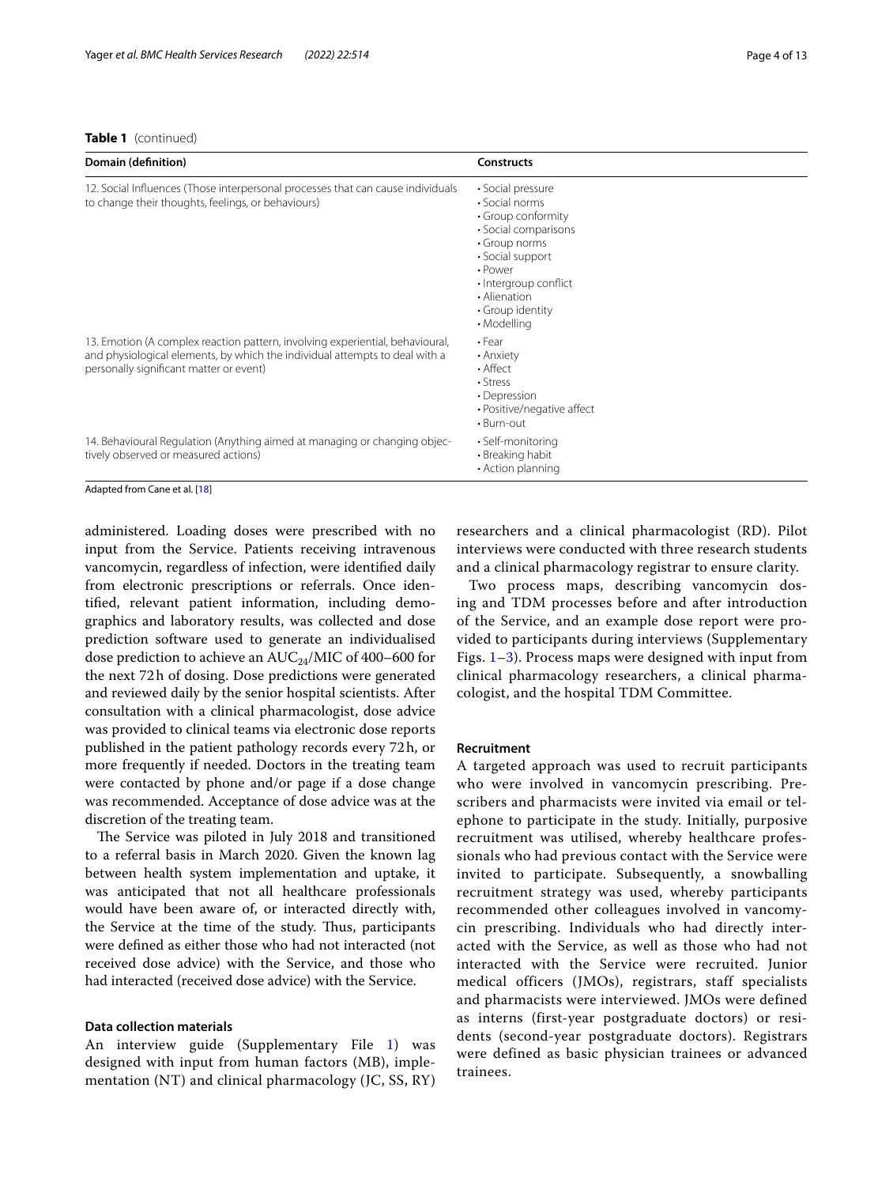**Table 1** (continued)

| Domain (definition) | Constructs |
| --- | --- |
| 12. Social Influences (Those interpersonal processes that can cause individuals to change their thoughts, feelings, or behaviours) | • Social pressure<br>• Social norms<br>• Group conformity<br>• Social comparisons<br>• Group norms<br>• Social support<br>• Power<br>• Intergroup conflict<br>• Alienation<br>• Group identity<br>• Modelling |
| 13. Emotion (A complex reaction pattern, involving experiential, behavioural, and physiological elements, by which the individual attempts to deal with a personally significant matter or event) | • Fear<br>• Anxiety<br>• Affect<br>• Stress<br>• Depression<br>• Positive/negative affect<br>• Burn-out |
| 14. Behavioural Regulation (Anything aimed at managing or changing objectively observed or measured actions) | • Self-monitoring<br>• Breaking habit<br>• Action planning |

Adapted from Cane et al. [18]

administered. Loading doses were prescribed with no input from the Service. Patients receiving intravenous vancomycin, regardless of infection, were identified daily from electronic prescriptions or referrals. Once identified, relevant patient information, including demographics and laboratory results, was collected and dose prediction software used to generate an individualised dose prediction to achieve an $AUC_{24}$/MIC of 400–600 for the next 72 h of dosing. Dose predictions were generated and reviewed daily by the senior hospital scientists. After consultation with a clinical pharmacologist, dose advice was provided to clinical teams via electronic dose reports published in the patient pathology records every 72 h, or more frequently if needed. Doctors in the treating team were contacted by phone and/or page if a dose change was recommended. Acceptance of dose advice was at the discretion of the treating team.

The Service was piloted in July 2018 and transitioned to a referral basis in March 2020. Given the known lag between health system implementation and uptake, it was anticipated that not all healthcare professionals would have been aware of, or interacted directly with, the Service at the time of the study. Thus, participants were defined as either those who had not interacted (not received dose advice) with the Service, and those who had interacted (received dose advice) with the Service.

### Data collection materials

An interview guide (Supplementary File 1) was designed with input from human factors (MB), implementation (NT) and clinical pharmacology (JC, SS, RY) researchers and a clinical pharmacologist (RD). Pilot interviews were conducted with three research students and a clinical pharmacology registrar to ensure clarity.

Two process maps, describing vancomycin dosing and TDM processes before and after introduction of the Service, and an example dose report were provided to participants during interviews (Supplementary Figs. 1–3). Process maps were designed with input from clinical pharmacology researchers, a clinical pharmacologist, and the hospital TDM Committee.

### Recruitment

A targeted approach was used to recruit participants who were involved in vancomycin prescribing. Prescribers and pharmacists were invited via email or telephone to participate in the study. Initially, purposive recruitment was utilised, whereby healthcare professionals who had previous contact with the Service were invited to participate. Subsequently, a snowballing recruitment strategy was used, whereby participants recommended other colleagues involved in vancomycin prescribing. Individuals who had directly interacted with the Service, as well as those who had not interacted with the Service were recruited. Junior medical officers (JMOs), registrars, staff specialists and pharmacists were interviewed. JMOs were defined as interns (first-year postgraduate doctors) or residents (second-year postgraduate doctors). Registrars were defined as basic physician trainees or advanced trainees.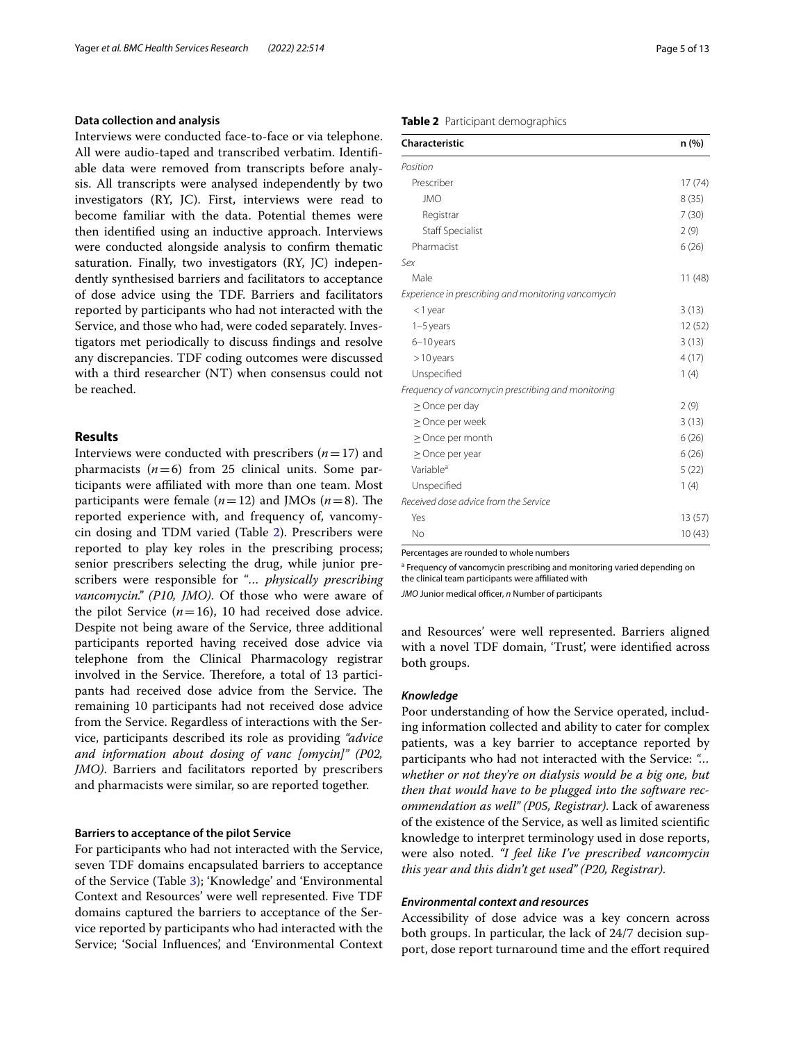### Data collection and analysis

Interviews were conducted face-to-face or via telephone. All were audio-taped and transcribed verbatim. Identifiable data were removed from transcripts before analysis. All transcripts were analysed independently by two investigators (RY, JC). First, interviews were read to become familiar with the data. Potential themes were then identified using an inductive approach. Interviews were conducted alongside analysis to confirm thematic saturation. Finally, two investigators (RY, JC) independently synthesised barriers and facilitators to acceptance of dose advice using the TDF. Barriers and facilitators reported by participants who had not interacted with the Service, and those who had, were coded separately. Investigators met periodically to discuss findings and resolve any discrepancies. TDF coding outcomes were discussed with a third researcher (NT) when consensus could not be reached.

## Results

Interviews were conducted with prescribers ($n=17$) and pharmacists ($n=6$) from 25 clinical units. Some participants were affiliated with more than one team. Most participants were female ($n=12$) and JMOs ($n=8$). The reported experience with, and frequency of, vancomycin dosing and TDM varied (Table 2). Prescribers were reported to play key roles in the prescribing process; senior prescribers selecting the drug, while junior prescribers were responsible for "*… physically prescribing vancomycin.*" *(P10, JMO)*. Of those who were aware of the pilot Service ($n=16$), 10 had received dose advice. Despite not being aware of the Service, three additional participants reported having received dose advice via telephone from the Clinical Pharmacology registrar involved in the Service. Therefore, a total of 13 participants had received dose advice from the Service. The remaining 10 participants had not received dose advice from the Service. Regardless of interactions with the Service, participants described its role as providing *"advice and information about dosing of vanc [omycin]" (P02, JMO)*. Barriers and facilitators reported by prescribers and pharmacists were similar, so are reported together.

**Table 2** Participant demographics

| Characteristic | n (%) |
|---|---|
| *Position* | |
| Prescriber | 17 (74) |
| JMO | 8 (35) |
| Registrar | 7 (30) |
| Staff Specialist | 2 (9) |
| Pharmacist | 6 (26) |
| *Sex* | |
| Male | 11 (48) |
| *Experience in prescribing and monitoring vancomycin* | |
| < 1 year | 3 (13) |
| 1–5 years | 12 (52) |
| 6–10 years | 3 (13) |
| > 10 years | 4 (17) |
| Unspecified | 1 (4) |
| *Frequency of vancomycin prescribing and monitoring* | |
| ≥ Once per day | 2 (9) |
| ≥ Once per week | 3 (13) |
| ≥ Once per month | 6 (26) |
| ≥ Once per year | 6 (26) |
| Variable[a] | 5 (22) |
| Unspecified | 1 (4) |
| *Received dose advice from the Service* | |
| Yes | 13 (57) |
| No | 10 (43) |

Percentages are rounded to whole numbers

[a] Frequency of vancomycin prescribing and monitoring varied depending on the clinical team participants were affiliated with

*JMO* Junior medical officer, *n* Number of participants

### Barriers to acceptance of the pilot Service

For participants who had not interacted with the Service, seven TDF domains encapsulated barriers to acceptance of the Service (Table 3); 'Knowledge' and 'Environmental Context and Resources' were well represented. Five TDF domains captured the barriers to acceptance of the Service reported by participants who had interacted with the Service; 'Social Influences', and 'Environmental Context and Resources' were well represented. Barriers aligned with a novel TDF domain, 'Trust', were identified across both groups.

#### *Knowledge*

Poor understanding of how the Service operated, including information collected and ability to cater for complex patients, was a key barrier to acceptance reported by participants who had not interacted with the Service: *"… whether or not they're on dialysis would be a big one, but then that would have to be plugged into the software recommendation as well" (P05, Registrar)*. Lack of awareness of the existence of the Service, as well as limited scientific knowledge to interpret terminology used in dose reports, were also noted. *"I feel like I've prescribed vancomycin this year and this didn't get used" (P20, Registrar)*.

#### *Environmental context and resources*

Accessibility of dose advice was a key concern across both groups. In particular, the lack of 24/7 decision support, dose report turnaround time and the effort required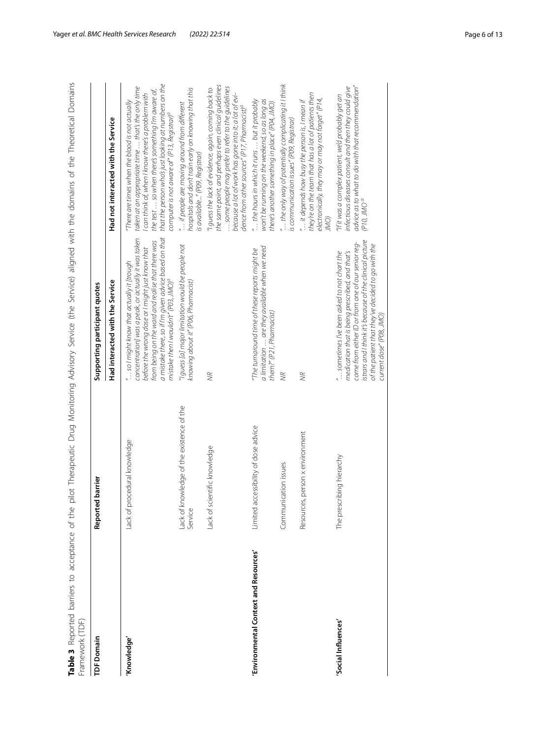**Table 3** Reported barriers to acceptance of the pilot Therapeutic Drug Monitoring Advisory Service (the Service) aligned with the domains of the Theoretical Domains Framework (TDF)

| TDF Domain | Reported barrier | Supporting participant quotes | |
|---|---|---|---|
| | | Had interacted with the Service | Had not interacted with the Service |
| **'Knowledge'** | Lack of procedural knowledge | *"… so I might know that actually it [trough concentration] was a peak, or actually it was taken before the wrong dose or I might just know that from being on the ward and realise that there was a mistake there, so if I'm given advice based on that mistake then I wouldn't" (P03, JMO)[a]* | *"There are times when the blood is not actually taken at an appropriate time … that's the only time I can think of, when I know there's a problem with the test … so when there's something I'm aware of, that the person who's just looking at numbers on the computer is not aware of" (P13, Registrar)[a]* |
| | Lack of knowledge of the existence of the Service | *"I guess [a] major limitation would be people not knowing about it" (P06, Pharmacist)* | *"… if people are moving around from different hospitals and don't train early on knowing that this is available..." (P09, Registrar)* |
| | Lack of scientific knowledge | NR | *"I guess the lack of evidence, again, coming back to the same point, and perhaps even clinical guidelines … some people may prefer to refer to the guidelines because a lot of work has gone into it; a lot of evidence from other sources" (P17, Pharmacist)[a]* |
| **'Environmental Context and Resources'** | Limited accessibility of dose advice | *"The turnaround time of these reports might be a limitation … are they available when we need them?" (P21, Pharmacist)* | *"… the hours in which it runs … but it probably won't be running on the weekend, so as long as there's another something in place" (P04, JMO)* |
| | Communication issues | NR | *"… the only way of potentially complicating it I think is communication issues" (P09, Registrar)* |
| | Resources, person x environment | NR | *"… it depends how busy the person is, I mean if they're on the team that has a lot of patients then electronically, they may or may not forget" (P14, JMO)* |
| **'Social Influences'** | The prescribing hierarchy | *"… sometimes I've been asked to not chart the medication that is being prescribed, and that's come from either ID or from one of our senior registrars and I think it's because of the clinical picture of the patient that they've decided to go with the current dose" (P08, JMO)* | *"If it was a complex patient, we'd probably get an infectious diseases consult and then they could give advice as to what to do with that recommendation" (P10, JMO[a]* |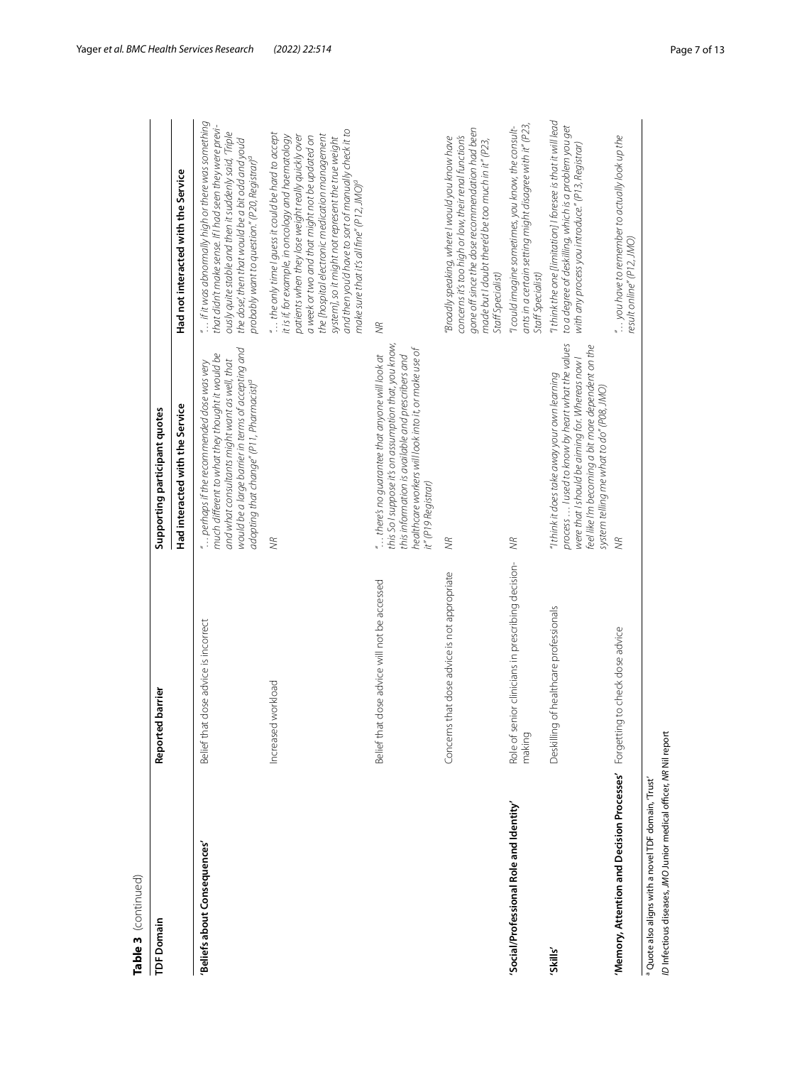**Table 3** (continued)

| TDF Domain | Reported barrier | Supporting participant quotes | |
|---|---|---|---|
| | | Had interacted with the Service | Had not interacted with the Service |
| **'Beliefs about Consequences'** | Belief that dose advice is incorrect | *"… perhaps if the recommended dose was very much different to what they thought it would be and what consultants might want as well, that would be a large barrier in terms of accepting and adopting that change" (P11, Pharmacist)*[a] | *"… if it was abnormally high or there was something that didn't make sense. If I had seen they were previously quite stable and then it suddenly said, 'Triple the dose', then that would be a bit odd and you'd probably want to question." (P20, Registrar)*[a] |
| | Increased workload | *NR* | *"… the only time I guess it could be hard to accept it is if, for example, in oncology and haematology patients when they lose weight really quickly over a week or two and that might not be updated on the [hospital electronic medication management system], so it might not represent the true weight and then you'd have to sort of manually check it to make sure that it's all fine" (P12, JMO)*[a] |
| | Belief that dose advice will not be accessed | *"… there's no guarantee that anyone will look at this So I suppose it's on assumption that, you know, this information is available and prescribers and healthcare workers will look into it, or make use of it" (P19 Registrar)* | *NR* |
| | Concerns that dose advice is not appropriate | *NR* | *"Broadly speaking, where I would you know have concerns it's too high or low, their renal function's gone off since the dose recommendation had been made but I doubt there'd be too much in it" (P23, Staff Specialist)* |
| **'Social/Professional Role and Identity'** | Role of senior clinicians in prescribing decision-making | *NR* | *"I could imagine sometimes, you know, the consultants in a certain setting might disagree with it" (P23, Staff Specialist)* |
| **'Skills'** | Deskilling of healthcare professionals | *"I think it does take away your own learning process … I used to know by heart what the values were that I should be aiming for. Whereas now I feel like I'm becoming a bit more dependent on the system telling me what to do" (P08, JMO)* | *"I think the one [limitation] I foresee is that it will lead to a degree of deskilling, which is a problem you get with any process you introduce." (P13, Registrar)* |
| **'Memory, Attention and Decision Processes'** | Forgetting to check dose advice | *NR* | *"… you have to remember to actually look up the result online" (P12, JMO)* |

[a] Quote also aligns with a novel TDF domain, 'Trust'

*ID* Infectious diseases, *JMO* Junior medical officer, *NR* Nil report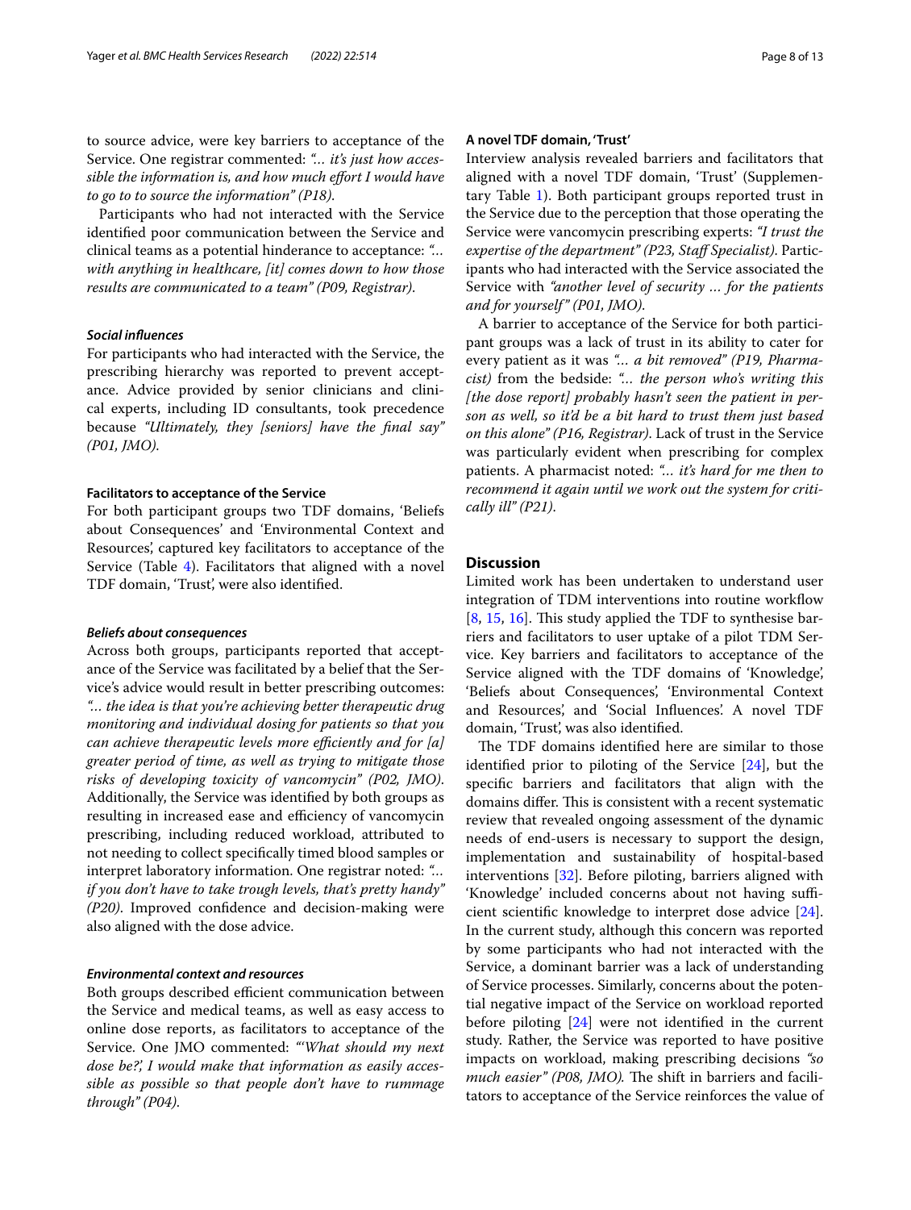to source advice, were key barriers to acceptance of the Service. One registrar commented: *"… it's just how accessible the information is, and how much effort I would have to go to to source the information" (P18).*

Participants who had not interacted with the Service identified poor communication between the Service and clinical teams as a potential hinderance to acceptance: *"… with anything in healthcare, [it] comes down to how those results are communicated to a team" (P09, Registrar).*

#### *Social influences*

For participants who had interacted with the Service, the prescribing hierarchy was reported to prevent acceptance. Advice provided by senior clinicians and clinical experts, including ID consultants, took precedence because *"Ultimately, they [seniors] have the final say" (P01, JMO).*

### Facilitators to acceptance of the Service

For both participant groups two TDF domains, 'Beliefs about Consequences' and 'Environmental Context and Resources', captured key facilitators to acceptance of the Service (Table 4). Facilitators that aligned with a novel TDF domain, 'Trust', were also identified.

#### *Beliefs about consequences*

Across both groups, participants reported that acceptance of the Service was facilitated by a belief that the Service's advice would result in better prescribing outcomes: *"… the idea is that you're achieving better therapeutic drug monitoring and individual dosing for patients so that you can achieve therapeutic levels more efficiently and for [a] greater period of time, as well as trying to mitigate those risks of developing toxicity of vancomycin" (P02, JMO).* Additionally, the Service was identified by both groups as resulting in increased ease and efficiency of vancomycin prescribing, including reduced workload, attributed to not needing to collect specifically timed blood samples or interpret laboratory information. One registrar noted: *"… if you don't have to take trough levels, that's pretty handy" (P20).* Improved confidence and decision-making were also aligned with the dose advice.

#### *Environmental context and resources*

Both groups described efficient communication between the Service and medical teams, as well as easy access to online dose reports, as facilitators to acceptance of the Service. One JMO commented: *"'What should my next dose be?', I would make that information as easily accessible as possible so that people don't have to rummage through" (P04).*

#### A novel TDF domain, 'Trust'

Interview analysis revealed barriers and facilitators that aligned with a novel TDF domain, 'Trust' (Supplementary Table 1). Both participant groups reported trust in the Service due to the perception that those operating the Service were vancomycin prescribing experts: *"I trust the expertise of the department" (P23, Staff Specialist).* Participants who had interacted with the Service associated the Service with *"another level of security … for the patients and for yourself" (P01, JMO).*

A barrier to acceptance of the Service for both participant groups was a lack of trust in its ability to cater for every patient as it was *"… a bit removed" (P19, Pharmacist)* from the bedside: *"… the person who's writing this [the dose report] probably hasn't seen the patient in person as well, so it'd be a bit hard to trust them just based on this alone" (P16, Registrar).* Lack of trust in the Service was particularly evident when prescribing for complex patients. A pharmacist noted: *"… it's hard for me then to recommend it again until we work out the system for critically ill" (P21).*

## Discussion

Limited work has been undertaken to understand user integration of TDM interventions into routine workflow [8, 15, 16]. This study applied the TDF to synthesise barriers and facilitators to user uptake of a pilot TDM Service. Key barriers and facilitators to acceptance of the Service aligned with the TDF domains of 'Knowledge', 'Beliefs about Consequences', 'Environmental Context and Resources', and 'Social Influences'. A novel TDF domain, 'Trust', was also identified.

The TDF domains identified here are similar to those identified prior to piloting of the Service [24], but the specific barriers and facilitators that align with the domains differ. This is consistent with a recent systematic review that revealed ongoing assessment of the dynamic needs of end-users is necessary to support the design, implementation and sustainability of hospital-based interventions [32]. Before piloting, barriers aligned with 'Knowledge' included concerns about not having sufficient scientific knowledge to interpret dose advice [24]. In the current study, although this concern was reported by some participants who had not interacted with the Service, a dominant barrier was a lack of understanding of Service processes. Similarly, concerns about the potential negative impact of the Service on workload reported before piloting [24] were not identified in the current study. Rather, the Service was reported to have positive impacts on workload, making prescribing decisions *"so much easier" (P08, JMO).* The shift in barriers and facilitators to acceptance of the Service reinforces the value of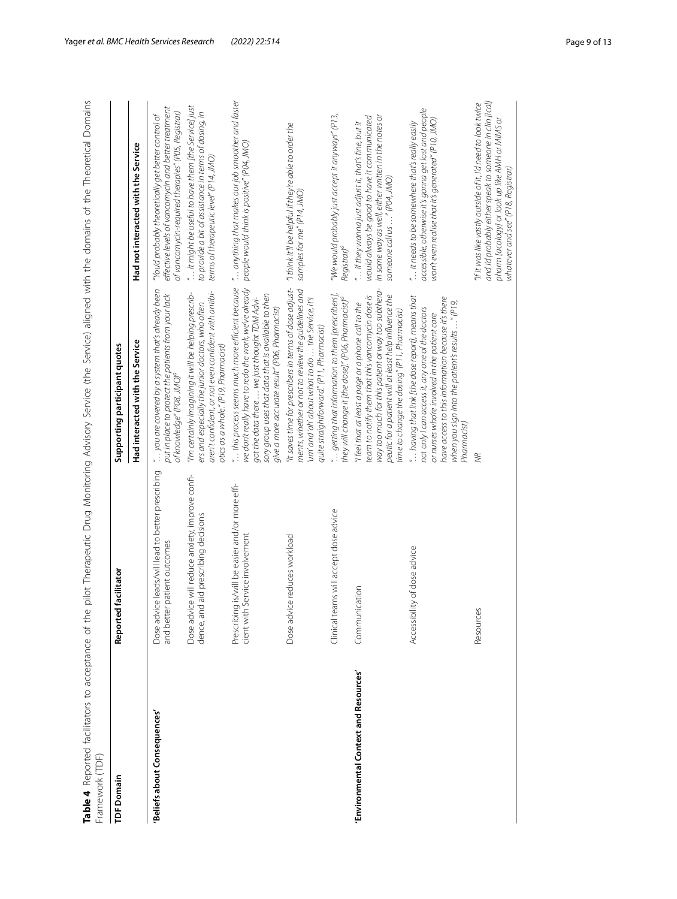**Table 4** Reported facilitators to acceptance of the pilot Therapeutic Drug Monitoring Advisory Service (the Service) aligned with the domains of the Theoretical Domains Framework (TDF)

| TDF Domain | Reported facilitator | Supporting participant quotes | |
|---|---|---|---|
| | | Had interacted with the Service | Had not interacted with the Service |
| **'Beliefs about Consequences'** | Dose advice leads/will lead to better prescribing and better patient outcomes | *"… you are covered by a system that's already been put in place to protect the patients from your lack of knowledge" (P08, JMO)*[a] | *"You'd probably theoretically get better control of effective levels of vancomycin and better treatment of vancomycin-required therapies" (P05, Registrar)* |
| | Dose advice will reduce anxiety, improve confidence, and aid prescribing decisions | *"I'm certainly imagining it will be helping prescribers and especially the junior doctors, who often aren't confident, or not even confident with antibiotics as a whole." (P19, Pharmacist)* | *"… it might be useful to have them [the Service] just to provide a bit of assistance in terms of dosing, in terms of therapeutic level" (P14, JMO)* |
| | Prescribing is/will be easier and/or more efficient with Service involvement | *"… this process seems much more efficient because we don't really have to redo the work, we've already got the data there … we just thought TDM Advisory group uses that data that is available to then give a more accurate result" (P06, Pharmacist)* | *"… anything that makes our job smoother and faster people would think is positive" (P04, JMO)* |
| | Dose advice reduces workload | *"It saves time for prescribers in terms of dose adjustments, whether or not to review the guidelines and 'um' and 'ah' about what to do … the Service, it's quite straightforward" (P11, Pharmacist)* | *"I think it'll be helpful if they're able to order the samples for me" (P14, JMO)* |
| | Clinical teams will accept dose advice | *"… getting that information to them [prescribers], they will change it [the dose]." (P06, Pharmacist)*[a] | *"We would probably just accept it anyways" (P13, Registrar)*[a] |
| **'Environmental Context and Resources'** | Communication | *"I feel that at least a page or a phone call to the team to notify them that this vancomycin dose is way too much for this patient or way too subtherapeutic for a patient will at least help influence the time to change the dosing" (P11, Pharmacist)* | *"… if they wanna just adjust it, that's fine, but it would always be good to have it communicated in some way as well, either written in the notes or someone call us …" (P04, JMO)* |
| | Accessibility of dose advice | *"… having that link [the dose report], means that not only I can access it, any one of the doctors or nurses who're involved in the patient care have access to this information because it's there when you sign into the patient's results …" (P19, Pharmacist)* | *"… it needs to be somewhere that's really easily accessible, otherwise it's gonna get lost and people won't even realise that it's generated" (P10, JMO)* |
| | Resources | NR | *"If it was like vastly outside of it, I'd need to look twice and I'd probably either speak to someone in clin [ical] pharm [acology] or look up like AMH or MIMS or whatever and see" (P18, Registrar)* |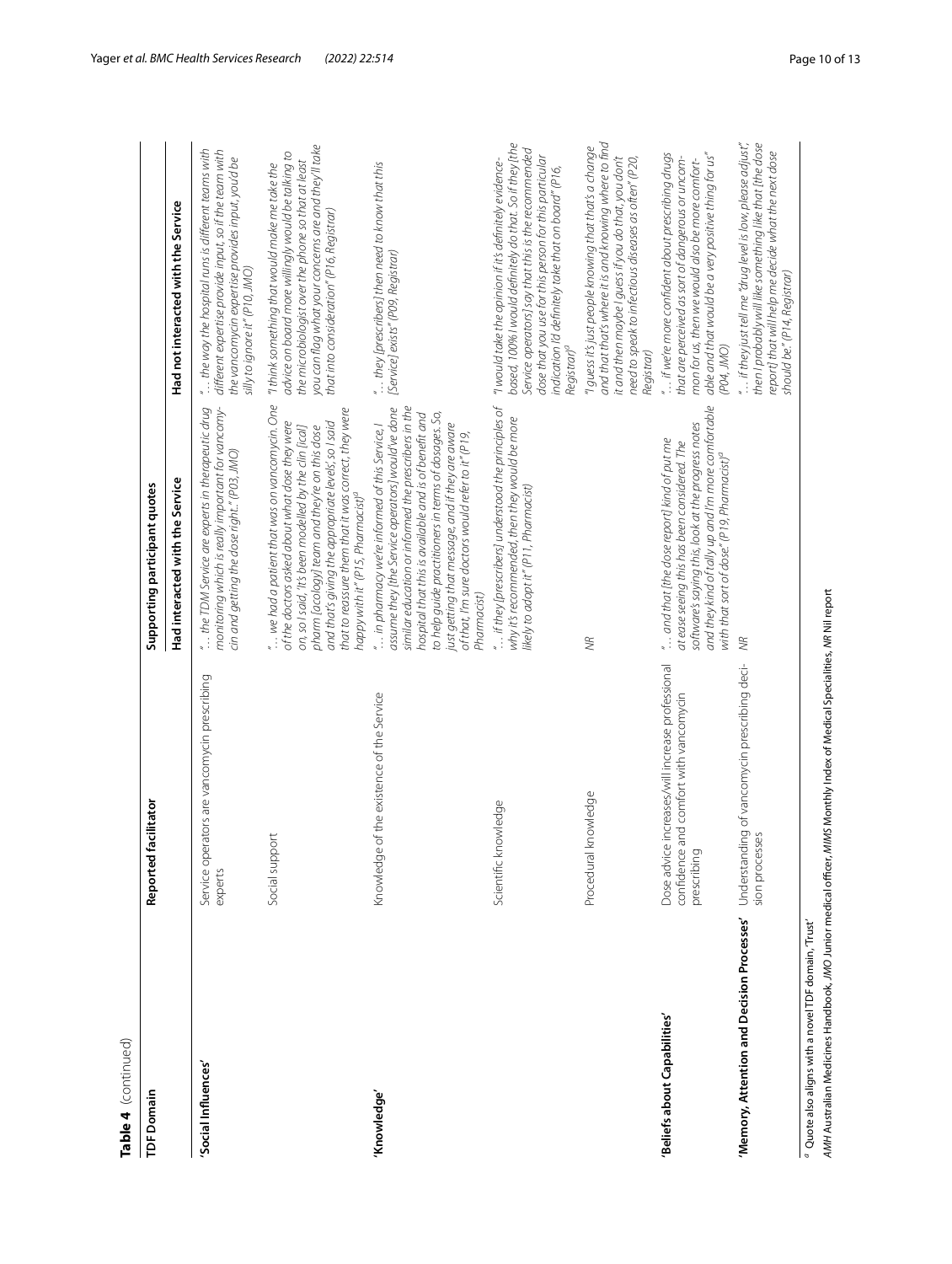**Table 4** (continued)

| TDF Domain | Reported facilitator | Supporting participant quotes | |
|---|---|---|---|
| | | Had interacted with the Service | Had not interacted with the Service |
| **'Social Influences'** | Service operators are vancomycin prescribing experts | *"… the TDM Service are experts in therapeutic drug monitoring which is really important for vancomycin and getting the dose right.." (P03, JMO)* | *"… the way the hospital runs is different teams with different expertise provide input, so if the team with the vancomycin expertise provides input, you'd be silly to ignore it" (P10, JMO)* |
| | Social support | *"… we had a patient that was on vancomycin. One of the doctors asked about what dose they were on, so I said, 'it's been modelled by the clin [ical] pharm [acology] team and they're on this dose and that's giving the appropriate levels', so I said that to reassure them that it was correct, they were happy with it" (P15, Pharmacist)[a]* | *"I think something that would make me take the advice on board more willingly would be talking to the microbiologist over the phone so that at least you can flag what your concerns are and they'll take that into consideration" (P16, Registrar)* |
| **'Knowledge'** | Knowledge of the existence of the Service | *"… in pharmacy we're informed of this Service, I assume they [the Service operators] would've done similar education or informed the prescribers in the hospital that this is available and is of benefit and to help guide practitioners in terms of dosages. So, just getting that message, and if they are aware of that, I'm sure doctors would refer to it" (P19, Pharmacist)* | *"… they [prescribers] then need to know that this [Service] exists" (P09, Registrar)* |
| | Scientific knowledge | *"… if they [prescribers] understood the principles of why it's recommended, then they would be more likely to adopt it" (P11, Pharmacist)* | *"I would take the opinion if it's definitely evidence-based, 100% I would definitely do that. So if they [the Service operators] say that this is the recommended dose that you use for this person for this particular indication I'd definitely take that on board" (P16, Registrar)[a]* |
| | Procedural knowledge | *NR* | *"I guess it's just people knowing that that's a change and that that's where it is and knowing where to find it and then maybe I guess if you do that, you don't need to speak to infectious diseases as often" (P20, Registrar)* |
| **'Beliefs about Capabilities'** | Dose advice increases/will increase professional confidence and comfort with vancomycin prescribing | *"… and that [the dose report] kind of put me at ease seeing this has been considered. The software's saying this, look at the progress notes and they kind of tally up and I'm more comfortable with that sort of dose" (P19, Pharmacist)[a]* | *"… if we're more confident about prescribing drugs that are perceived as sort of dangerous or uncommon for us, then we would also be more comfortable and that would be a very positive thing for us" (P04, JMO)* |
| **'Memory, Attention and Decision Processes'** | Understanding of vancomycin prescribing decision processes | *NR* | *"… if they just tell me "drug level is low, please adjust", then I probably will like something like that [the dose report] that will help me decide what the next dose should be" (P14, Registrar)* |

[a] Quote also aligns with a novel TDF domain, 'Trust'

*AMH* Australian Medicines Handbook, *JMO* Junior medical officer, *MIMS* Monthly Index of Medical Specialities, *NR* Nil report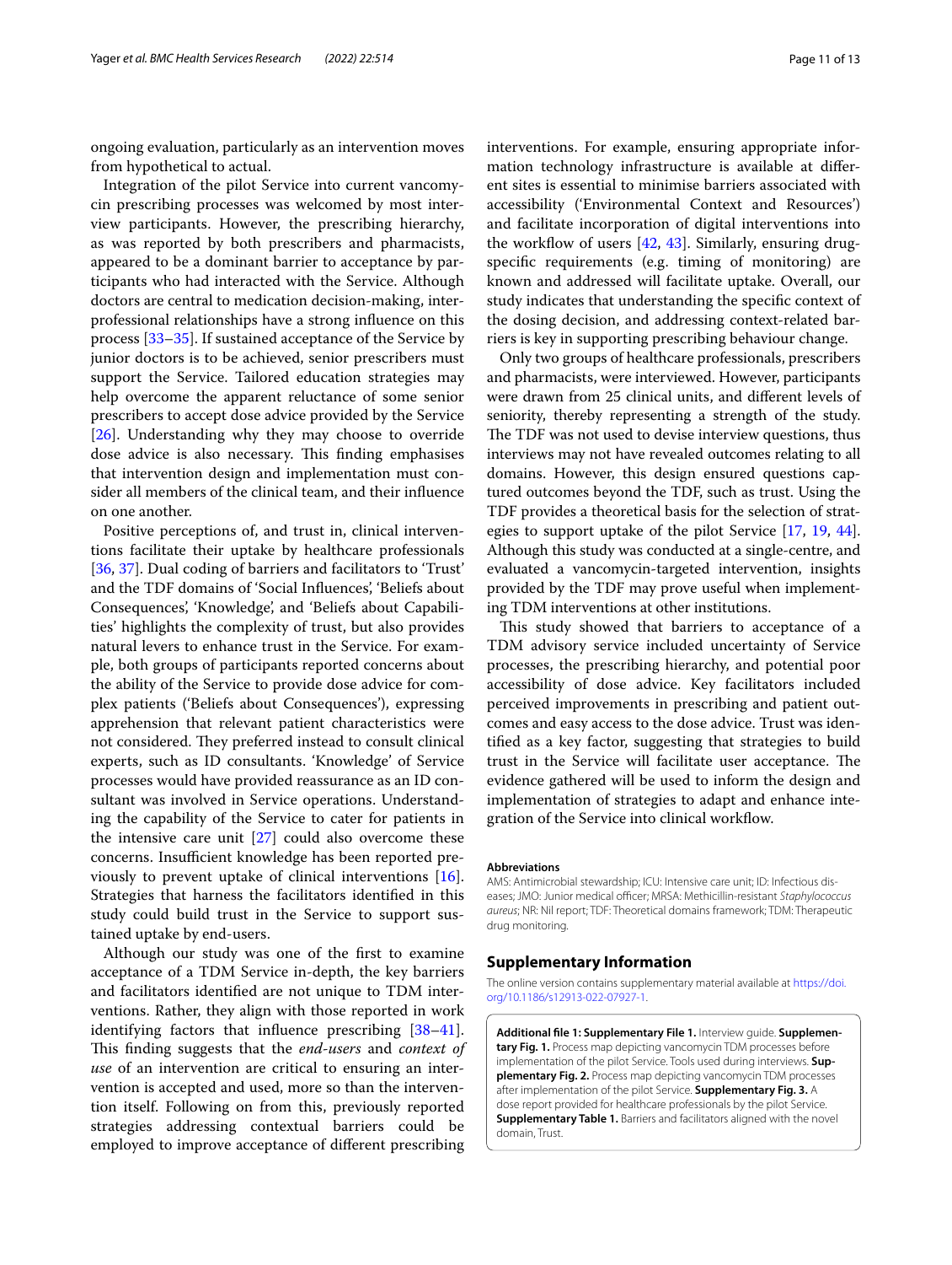ongoing evaluation, particularly as an intervention moves from hypothetical to actual.

Integration of the pilot Service into current vancomycin prescribing processes was welcomed by most interview participants. However, the prescribing hierarchy, as was reported by both prescribers and pharmacists, appeared to be a dominant barrier to acceptance by participants who had interacted with the Service. Although doctors are central to medication decision-making, interprofessional relationships have a strong influence on this process [33–35]. If sustained acceptance of the Service by junior doctors is to be achieved, senior prescribers must support the Service. Tailored education strategies may help overcome the apparent reluctance of some senior prescribers to accept dose advice provided by the Service [26]. Understanding why they may choose to override dose advice is also necessary. This finding emphasises that intervention design and implementation must consider all members of the clinical team, and their influence on one another.

Positive perceptions of, and trust in, clinical interventions facilitate their uptake by healthcare professionals [36, 37]. Dual coding of barriers and facilitators to 'Trust' and the TDF domains of 'Social Influences', 'Beliefs about Consequences', 'Knowledge', and 'Beliefs about Capabilities' highlights the complexity of trust, but also provides natural levers to enhance trust in the Service. For example, both groups of participants reported concerns about the ability of the Service to provide dose advice for complex patients ('Beliefs about Consequences'), expressing apprehension that relevant patient characteristics were not considered. They preferred instead to consult clinical experts, such as ID consultants. 'Knowledge' of Service processes would have provided reassurance as an ID consultant was involved in Service operations. Understanding the capability of the Service to cater for patients in the intensive care unit [27] could also overcome these concerns. Insufficient knowledge has been reported previously to prevent uptake of clinical interventions [16]. Strategies that harness the facilitators identified in this study could build trust in the Service to support sustained uptake by end-users.

Although our study was one of the first to examine acceptance of a TDM Service in-depth, the key barriers and facilitators identified are not unique to TDM interventions. Rather, they align with those reported in work identifying factors that influence prescribing [38–41]. This finding suggests that the *end-users* and *context of use* of an intervention are critical to ensuring an intervention is accepted and used, more so than the intervention itself. Following on from this, previously reported strategies addressing contextual barriers could be employed to improve acceptance of different prescribing interventions. For example, ensuring appropriate information technology infrastructure is available at different sites is essential to minimise barriers associated with accessibility ('Environmental Context and Resources') and facilitate incorporation of digital interventions into the workflow of users [42, 43]. Similarly, ensuring drug-specific requirements (e.g. timing of monitoring) are known and addressed will facilitate uptake. Overall, our study indicates that understanding the specific context of the dosing decision, and addressing context-related barriers is key in supporting prescribing behaviour change.

Only two groups of healthcare professionals, prescribers and pharmacists, were interviewed. However, participants were drawn from 25 clinical units, and different levels of seniority, thereby representing a strength of the study. The TDF was not used to devise interview questions, thus interviews may not have revealed outcomes relating to all domains. However, this design ensured questions captured outcomes beyond the TDF, such as trust. Using the TDF provides a theoretical basis for the selection of strategies to support uptake of the pilot Service [17, 19, 44]. Although this study was conducted at a single-centre, and evaluated a vancomycin-targeted intervention, insights provided by the TDF may prove useful when implementing TDM interventions at other institutions.

This study showed that barriers to acceptance of a TDM advisory service included uncertainty of Service processes, the prescribing hierarchy, and potential poor accessibility of dose advice. Key facilitators included perceived improvements in prescribing and patient outcomes and easy access to the dose advice. Trust was identified as a key factor, suggesting that strategies to build trust in the Service will facilitate user acceptance. The evidence gathered will be used to inform the design and implementation of strategies to adapt and enhance integration of the Service into clinical workflow.

#### Abbreviations

AMS: Antimicrobial stewardship; ICU: Intensive care unit; ID: Infectious diseases; JMO: Junior medical officer; MRSA: Methicillin-resistant *Staphylococcus aureus*; NR: Nil report; TDF: Theoretical domains framework; TDM: Therapeutic drug monitoring.

## Supplementary Information

The online version contains supplementary material available at https://doi.org/10.1186/s12913-022-07927-1.

**Additional file 1: Supplementary File 1.** Interview guide. **Supplementary Fig. 1.** Process map depicting vancomycin TDM processes before implementation of the pilot Service. Tools used during interviews. **Supplementary Fig. 2.** Process map depicting vancomycin TDM processes after implementation of the pilot Service. **Supplementary Fig. 3.** A dose report provided for healthcare professionals by the pilot Service. **Supplementary Table 1.** Barriers and facilitators aligned with the novel domain, Trust.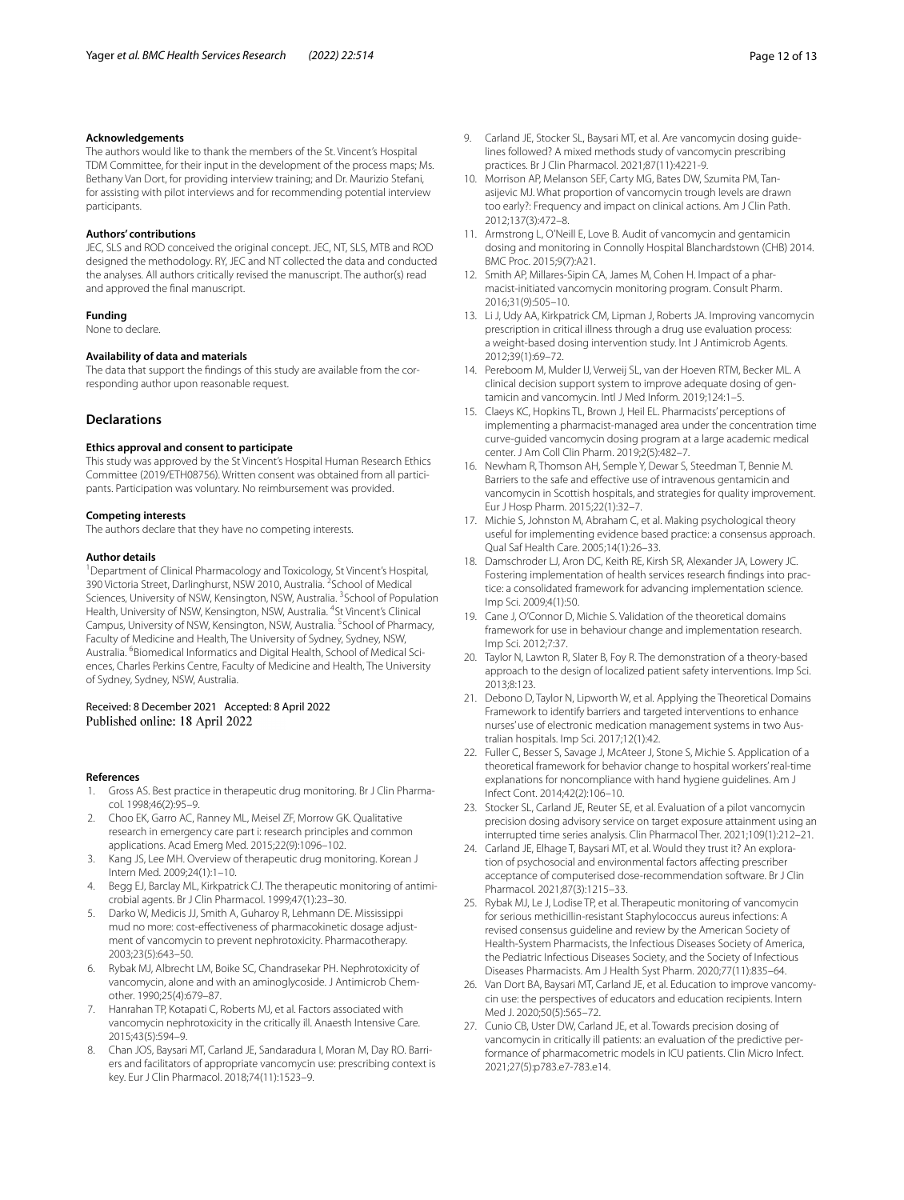#### Acknowledgements

The authors would like to thank the members of the St. Vincent's Hospital TDM Committee, for their input in the development of the process maps; Ms. Bethany Van Dort, for providing interview training; and Dr. Maurizio Stefani, for assisting with pilot interviews and for recommending potential interview participants.

#### Authors' contributions

JEC, SLS and ROD conceived the original concept. JEC, NT, SLS, MTB and ROD designed the methodology. RY, JEC and NT collected the data and conducted the analyses. All authors critically revised the manuscript. The author(s) read and approved the final manuscript.

#### Funding

None to declare.

#### Availability of data and materials

The data that support the findings of this study are available from the corresponding author upon reasonable request.

## Declarations

#### Ethics approval and consent to participate

This study was approved by the St Vincent's Hospital Human Research Ethics Committee (2019/ETH08756). Written consent was obtained from all participants. Participation was voluntary. No reimbursement was provided.

#### Competing interests

The authors declare that they have no competing interests.

#### Author details

[1]Department of Clinical Pharmacology and Toxicology, St Vincent's Hospital, 390 Victoria Street, Darlinghurst, NSW 2010, Australia. [2]School of Medical Sciences, University of NSW, Kensington, NSW, Australia. [3]School of Population Health, University of NSW, Kensington, NSW, Australia. [4]St Vincent's Clinical Campus, University of NSW, Kensington, NSW, Australia. [5]School of Pharmacy, Faculty of Medicine and Health, The University of Sydney, Sydney, NSW, Australia. [6]Biomedical Informatics and Digital Health, School of Medical Sciences, Charles Perkins Centre, Faculty of Medicine and Health, The University of Sydney, Sydney, NSW, Australia.

Received: 8 December 2021 Accepted: 8 April 2022
Published online: 18 April 2022

#### References

1. Gross AS. Best practice in therapeutic drug monitoring. Br J Clin Pharmacol. 1998;46(2):95–9.
2. Choo EK, Garro AC, Ranney ML, Meisel ZF, Morrow GK. Qualitative research in emergency care part i: research principles and common applications. Acad Emerg Med. 2015;22(9):1096–102.
3. Kang JS, Lee MH. Overview of therapeutic drug monitoring. Korean J Intern Med. 2009;24(1):1–10.
4. Begg EJ, Barclay ML, Kirkpatrick CJ. The therapeutic monitoring of antimicrobial agents. Br J Clin Pharmacol. 1999;47(1):23–30.
5. Darko W, Medicis JJ, Smith A, Guharoy R, Lehmann DE. Mississippi mud no more: cost-effectiveness of pharmacokinetic dosage adjustment of vancomycin to prevent nephrotoxicity. Pharmacotherapy. 2003;23(5):643–50.
6. Rybak MJ, Albrecht LM, Boike SC, Chandrasekar PH. Nephrotoxicity of vancomycin, alone and with an aminoglycoside. J Antimicrob Chemother. 1990;25(4):679–87.
7. Hanrahan TP, Kotapati C, Roberts MJ, et al. Factors associated with vancomycin nephrotoxicity in the critically ill. Anaesth Intensive Care. 2015;43(5):594–9.
8. Chan JOS, Baysari MT, Carland JE, Sandaradura I, Moran M, Day RO. Barriers and facilitators of appropriate vancomycin use: prescribing context is key. Eur J Clin Pharmacol. 2018;74(11):1523–9.
9. Carland JE, Stocker SL, Baysari MT, et al. Are vancomycin dosing guidelines followed? A mixed methods study of vancomycin prescribing practices. Br J Clin Pharmacol. 2021;87(11):4221-9.
10. Morrison AP, Melanson SEF, Carty MG, Bates DW, Szumita PM, Tanasijevic MJ. What proportion of vancomycin trough levels are drawn too early?: Frequency and impact on clinical actions. Am J Clin Path. 2012;137(3):472–8.
11. Armstrong L, O'Neill E, Love B. Audit of vancomycin and gentamicin dosing and monitoring in Connolly Hospital Blanchardstown (CHB) 2014. BMC Proc. 2015;9(7):A21.
12. Smith AP, Millares-Sipin CA, James M, Cohen H. Impact of a pharmacist-initiated vancomycin monitoring program. Consult Pharm. 2016;31(9):505–10.
13. Li J, Udy AA, Kirkpatrick CM, Lipman J, Roberts JA. Improving vancomycin prescription in critical illness through a drug use evaluation process: a weight-based dosing intervention study. Int J Antimicrob Agents. 2012;39(1):69–72.
14. Pereboom M, Mulder IJ, Verweij SL, van der Hoeven RTM, Becker ML. A clinical decision support system to improve adequate dosing of gentamicin and vancomycin. Intl J Med Inform. 2019;124:1–5.
15. Claeys KC, Hopkins TL, Brown J, Heil EL. Pharmacists' perceptions of implementing a pharmacist-managed area under the concentration time curve-guided vancomycin dosing program at a large academic medical center. J Am Coll Clin Pharm. 2019;2(5):482–7.
16. Newham R, Thomson AH, Semple Y, Dewar S, Steedman T, Bennie M. Barriers to the safe and effective use of intravenous gentamicin and vancomycin in Scottish hospitals, and strategies for quality improvement. Eur J Hosp Pharm. 2015;22(1):32–7.
17. Michie S, Johnston M, Abraham C, et al. Making psychological theory useful for implementing evidence based practice: a consensus approach. Qual Saf Health Care. 2005;14(1):26–33.
18. Damschroder LJ, Aron DC, Keith RE, Kirsh SR, Alexander JA, Lowery JC. Fostering implementation of health services research findings into practice: a consolidated framework for advancing implementation science. Imp Sci. 2009;4(1):50.
19. Cane J, O'Connor D, Michie S. Validation of the theoretical domains framework for use in behaviour change and implementation research. Imp Sci. 2012;7:37.
20. Taylor N, Lawton R, Slater B, Foy R. The demonstration of a theory-based approach to the design of localized patient safety interventions. Imp Sci. 2013;8:123.
21. Debono D, Taylor N, Lipworth W, et al. Applying the Theoretical Domains Framework to identify barriers and targeted interventions to enhance nurses' use of electronic medication management systems in two Australian hospitals. Imp Sci. 2017;12(1):42.
22. Fuller C, Besser S, Savage J, McAteer J, Stone S, Michie S. Application of a theoretical framework for behavior change to hospital workers' real-time explanations for noncompliance with hand hygiene guidelines. Am J Infect Cont. 2014;42(2):106–10.
23. Stocker SL, Carland JE, Reuter SE, et al. Evaluation of a pilot vancomycin precision dosing advisory service on target exposure attainment using an interrupted time series analysis. Clin Pharmacol Ther. 2021;109(1):212–21.
24. Carland JE, Elhage T, Baysari MT, et al. Would they trust it? An exploration of psychosocial and environmental factors affecting prescriber acceptance of computerised dose-recommendation software. Br J Clin Pharmacol. 2021;87(3):1215–33.
25. Rybak MJ, Le J, Lodise TP, et al. Therapeutic monitoring of vancomycin for serious methicillin-resistant Staphylococcus aureus infections: A revised consensus guideline and review by the American Society of Health-System Pharmacists, the Infectious Diseases Society of America, the Pediatric Infectious Diseases Society, and the Society of Infectious Diseases Pharmacists. Am J Health Syst Pharm. 2020;77(11):835–64.
26. Van Dort BA, Baysari MT, Carland JE, et al. Education to improve vancomycin use: the perspectives of educators and education recipients. Intern Med J. 2020;50(5):565–72.
27. Cunio CB, Uster DW, Carland JE, et al. Towards precision dosing of vancomycin in critically ill patients: an evaluation of the predictive performance of pharmacometric models in ICU patients. Clin Micro Infect. 2021;27(5):p783.e7-783.e14.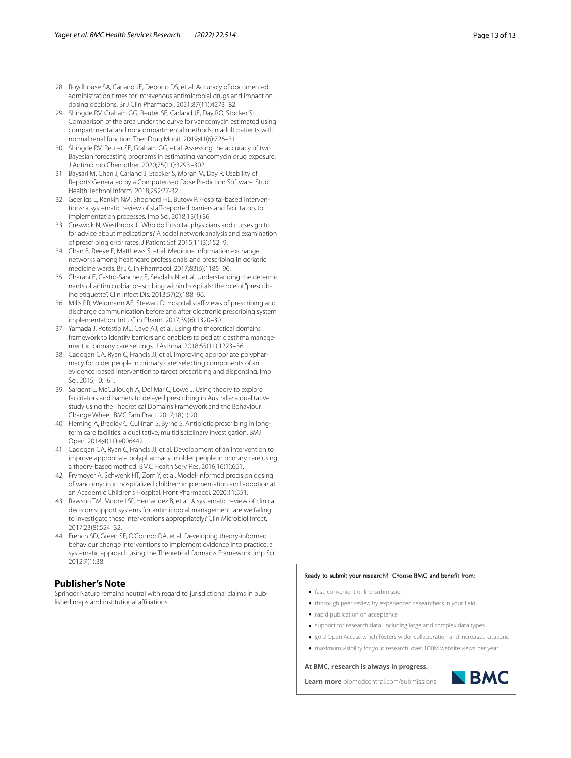28. Roydhouse SA, Carland JE, Debono DS, et al. Accuracy of documented administration times for intravenous antimicrobial drugs and impact on dosing decisions. Br J Clin Pharmacol. 2021;87(11):4273–82.
29. Shingde RV, Graham GG, Reuter SE, Carland JE, Day RO, Stocker SL. Comparison of the area under the curve for vancomycin estimated using compartmental and noncompartmental methods in adult patients with normal renal function. Ther Drug Monit. 2019;41(6):726–31.
30. Shingde RV, Reuter SE, Graham GG, et al. Assessing the accuracy of two Bayesian forecasting programs in estimating vancomycin drug exposure. J Antimicrob Chemother. 2020;75(11):3293–302.
31. Baysari M, Chan J, Carland J, Stocker S, Moran M, Day R. Usability of Reports Generated by a Computerised Dose Prediction Software. Stud Health Technol Inform. 2018;252:27-32.
32. Geerligs L, Rankin NM, Shepherd HL, Butow P. Hospital-based interventions: a systematic review of staff-reported barriers and facilitators to implementation processes. Imp Sci. 2018;13(1):36.
33. Creswick N, Westbrook JI. Who do hospital physicians and nurses go to for advice about medications? A social network analysis and examination of prescribing error rates. J Patient Saf. 2015;11(3):152–9.
34. Chan B, Reeve E, Matthews S, et al. Medicine information exchange networks among healthcare professionals and prescribing in geriatric medicine wards. Br J Clin Pharmacol. 2017;83(6):1185–96.
35. Charani E, Castro-Sanchez E, Sevdalis N, et al. Understanding the determinants of antimicrobial prescribing within hospitals: the role of "prescribing etiquette". Clin Infect Dis. 2013;57(2):188–96.
36. Mills PR, Weidmann AE, Stewart D. Hospital staff views of prescribing and discharge communication before and after electronic prescribing system implementation. Int J Clin Pharm. 2017;39(6):1320–30.
37. Yamada J, Potestio ML, Cave AJ, et al. Using the theoretical domains framework to identify barriers and enablers to pediatric asthma management in primary care settings. J Asthma. 2018;55(11):1223–36.
38. Cadogan CA, Ryan C, Francis JJ, et al. Improving appropriate polypharmacy for older people in primary care: selecting components of an evidence-based intervention to target prescribing and dispensing. Imp Sci. 2015;10:161.
39. Sargent L, McCullough A, Del Mar C, Lowe J. Using theory to explore facilitators and barriers to delayed prescribing in Australia: a qualitative study using the Theoretical Domains Framework and the Behaviour Change Wheel. BMC Fam Pract. 2017;18(1):20.
40. Fleming A, Bradley C, Cullinan S, Byrne S. Antibiotic prescribing in long-term care facilities: a qualitative, multidisciplinary investigation. BMJ Open. 2014;4(11):e006442.
41. Cadogan CA, Ryan C, Francis JJ, et al. Development of an intervention to improve appropriate polypharmacy in older people in primary care using a theory-based method. BMC Health Serv Res. 2016;16(1):661.
42. Frymoyer A, Schwenk HT, Zorn Y, et al. Model-informed precision dosing of vancomycin in hospitalized children: implementation and adoption at an Academic Children's Hospital. Front Pharmacol. 2020;11:551.
43. Rawson TM, Moore LSP, Hernandez B, et al. A systematic review of clinical decision support systems for antimicrobial management: are we failing to investigate these interventions appropriately? Clin Microbiol Infect. 2017;23(8):524–32.
44. French SD, Green SE, O'Connor DA, et al. Developing theory-informed behaviour change interventions to implement evidence into practice: a systematic approach using the Theoretical Domains Framework. Imp Sci. 2012;7(1):38.

## Publisher's Note

Springer Nature remains neutral with regard to jurisdictional claims in published maps and institutional affiliations.

Ready to submit your research? Choose BMC and benefit from:

- fast, convenient online submission
- thorough peer review by experienced researchers in your field
- rapid publication on acceptance
- support for research data, including large and complex data types
- gold Open Access which fosters wider collaboration and increased citations
- maximum visibility for your research: over 100M website views per year

**At BMC, research is always in progress.**

**Learn more** biomedcentral.com/submissions

BMC